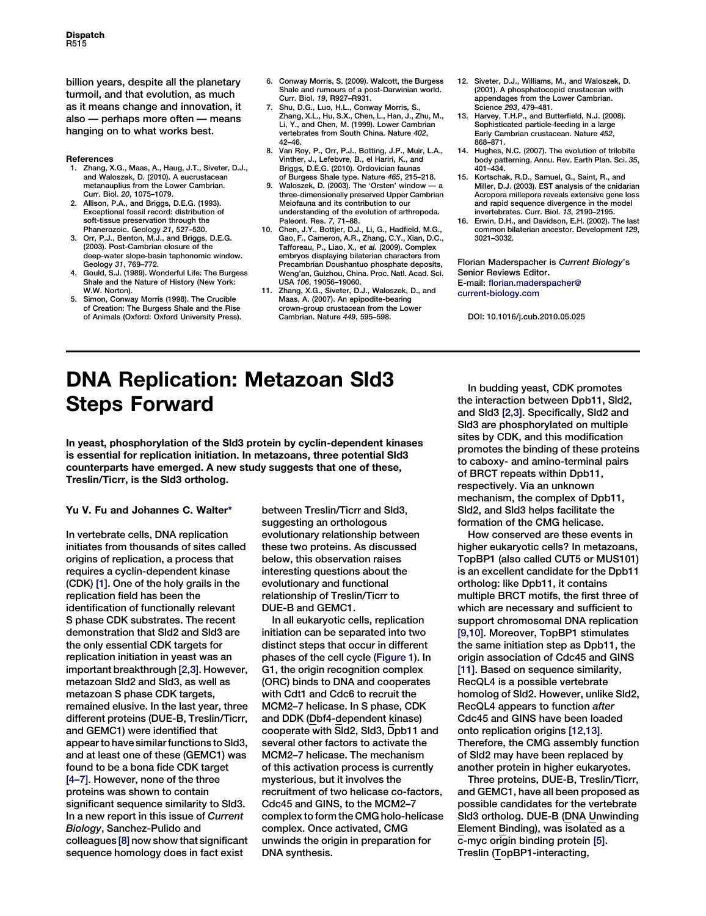billion years, despite all the planetary turmoil, and that evolution, as much as it means change and innovation, it also — perhaps more often — means hanging on to what works best.

### References

1. Zhang, X.G., Maas, A., Haug, J.T., Siveter, D.J., and Waloszek, D. (2010). A eucrustacean metanauplius from the Lower Cambrian. Curr. Biol. 20, 1075–1079.
2. Allison, P.A., and Briggs, D.E.G. (1993). Exceptional fossil record: distribution of soft-tissue preservation through the Phanerozoic. Geology 21, 527–530.
3. Orr, P.J., Benton, M.J., and Briggs, D.E.G. (2003). Post-Cambrian closure of the deep-water slope-basin taphonomic window. Geology 31, 769–772.
4. Gould, S.J. (1989). Wonderful Life: The Burgess Shale and the Nature of History (New York: W.W. Norton).
5. Simon, Conway Morris (1998). The Crucible of Creation: The Burgess Shale and the Rise of Animals (Oxford: Oxford University Press).
6. Conway Morris, S. (2009). Walcott, the Burgess Shale and rumours of a post-Darwinian world. Curr. Biol. 19, R927–R931.
7. Shu, D.G., Luo, H.L., Conway Morris, S., Zhang, X.L., Hu, S.X., Chen, L., Han, J., Zhu, M., Li, Y., and Chen, M. (1999). Lower Cambrian vertebrates from South China. Nature 402, 42–46.
8. Van Roy, P., Orr, P.J., Botting, J.P., Muir, L.A., Vinther, J., Lefebvre, B., el Hariri, K., and Briggs, D.E.G. (2010). Ordovician faunas of Burgess Shale type. Nature 465, 215–218.
9. Waloszek, D. (2003). The 'Orsten' window — a three-dimensionally preserved Upper Cambrian Meiofauna and its contribution to our understanding of the evolution of arthropoda. Paleont. Res. 7, 71–88.
10. Chen, J.Y., Bottjer, D.J., Li, G., Hadfield, M.G., Gao, F., Cameron, A.R., Zhang, C.Y., Xian, D.C., Tafforeau, P., Liao, X., et al. (2009). Complex embryos displaying bilaterian characters from Precambrian Doushantuo phosphate deposits, Weng'an, Guizhou, China. Proc. Natl. Acad. Sci. USA 106, 19056–19060.
11. Zhang, X.G., Siveter, D.J., Waloszek, D., and Maas, A. (2007). An epipodite-bearing crown-group crustacean from the Lower Cambrian. Nature 449, 595–598.
12. Siveter, D.J., Williams, M., and Waloszek, D. (2001). A phosphatocopid crustacean with appendages from the Lower Cambrian. Science 293, 479–481.
13. Harvey, T.H.P., and Butterfield, N.J. (2008). Sophisticated particle-feeding in a large Early Cambrian crustacean. Nature 452, 868–871.
14. Hughes, N.C. (2007). The evolution of trilobite body patterning. Annu. Rev. Earth Plan. Sci. 35, 401–434.
15. Kortschak, R.D., Samuel, G., Saint, R., and Miller, D.J. (2003). EST analysis of the cnidarian Acropora millepora reveals extensive gene loss and rapid sequence divergence in the model invertebrates. Curr. Biol. 13, 2190–2195.
16. Erwin, D.H., and Davidson, E.H. (2002). The last common bilaterian ancestor. Development 129, 3021–3032.

Florian Maderspacher is *Current Biology*'s Senior Reviews Editor.
E-mail: florian.maderspacher@current-biology.com

DOI: 10.1016/j.cub.2010.05.025

# DNA Replication: Metazoan Sld3 Steps Forward

**In yeast, phosphorylation of the Sld3 protein by cyclin-dependent kinases is essential for replication initiation. In metazoans, three potential Sld3 counterparts have emerged. A new study suggests that one of these, Treslin/Ticrr, is the Sld3 ortholog.**

**Yu V. Fu and Johannes C. Walter***

In vertebrate cells, DNA replication initiates from thousands of sites called origins of replication, a process that requires a cyclin-dependent kinase (CDK) [1]. One of the holy grails in the replication field has been the identification of functionally relevant S phase CDK substrates. The recent demonstration that Sld2 and Sld3 are the only essential CDK targets for replication initiation in yeast was an important breakthrough [2,3]. However, metazoan Sld2 and Sld3, as well as metazoan S phase CDK targets, remained elusive. In the last year, three different proteins (DUE-B, Treslin/Ticrr, and GEMC1) were identified that appear to have similar functions to Sld3, and at least one of these (GEMC1) was found to be a bona fide CDK target [4–7]. However, none of the three proteins was shown to contain significant sequence similarity to Sld3. In a new report in this issue of *Current Biology*, Sanchez-Pulido and colleagues [8] now show that significant sequence homology does in fact exist between Treslin/Ticrr and Sld3, suggesting an orthologous relationship between these two proteins. As discussed below, this observation raises interesting questions about the evolutionary and functional relationship of Treslin/Ticrr to DUE-B and GEMC1.

In all eukaryotic cells, replication initiation can be separated into two distinct steps that occur in different phases of the cell cycle (Figure 1). In G1, the origin recognition complex (ORC) binds to DNA and cooperates with Cdt1 and Cdc6 to recruit the MCM2–7 helicase. In S phase, CDK and DDK (Dbf4-dependent kinase) cooperate with Sld2, Sld3, Dpb11 and several other factors to activate the MCM2–7 helicase. The mechanism of this activation process is currently mysterious, but it involves the recruitment of two helicase co-factors, Cdc45 and GINS, to the MCM2–7 complex to form the CMG holo-helicase complex. Once activated, CMG unwinds the origin in preparation for DNA synthesis.

In budding yeast, CDK promotes the interaction between Dpb11, Sld2, and Sld3 [2,3]. Specifically, Sld2 and Sld3 are phosphorylated on multiple sites by CDK, and this modification promotes the binding of these proteins to caboxy- and amino-terminal pairs of BRCT repeats within Dpb11, respectively. Via an unknown mechanism, the complex of Dpb11, Sld2, and Sld3 helps facilitate the formation of the CMG helicase.

How conserved are these events in higher eukaryotic cells? In metazoans, TopBP1 (also called CUT5 or MUS101) is an excellent candidate for the Dpb11 ortholog: like Dpb11, it contains multiple BRCT motifs, the first three of which are necessary and sufficient to support chromosomal DNA replication [9,10]. Moreover, TopBP1 stimulates the same initiation step as Dpb11, the origin association of Cdc45 and GINS [11]. Based on sequence similarity, RecQL4 is a possible vertebrate homolog of Sld2. However, unlike Sld2, RecQL4 appears to function *after* Cdc45 and GINS have been loaded onto replication origins [12,13]. Therefore, the CMG assembly function of Sld2 may have been replaced by another protein in higher eukaryotes.

Three proteins, DUE-B, Treslin/Ticrr, and GEMC1, have all been proposed as possible candidates for the vertebrate Sld3 ortholog. DUE-B (DNA Unwinding Element Binding), was isolated as a c-myc origin binding protein [5]. Treslin (TopBP1-interacting,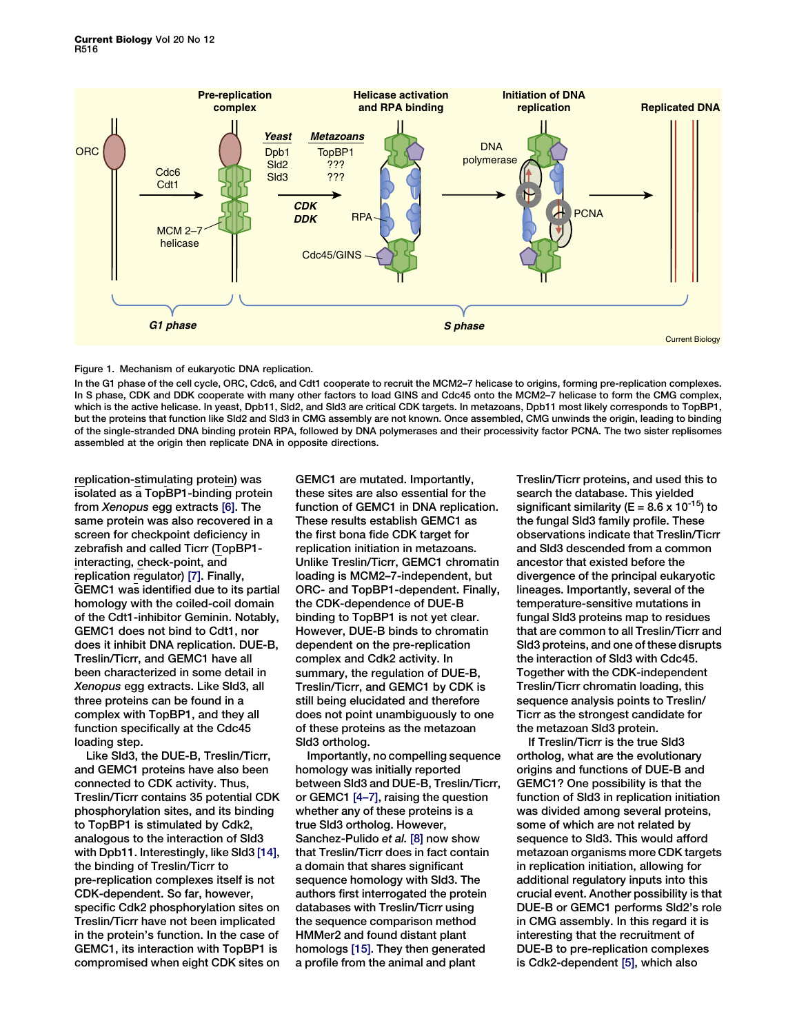Figure 1. Mechanism of eukaryotic DNA replication.

In the G1 phase of the cell cycle, ORC, Cdc6, and Cdt1 cooperate to recruit the MCM2–7 helicase to origins, forming pre-replication complexes. In S phase, CDK and DDK cooperate with many other factors to load GINS and Cdc45 onto the MCM2–7 helicase to form the CMG complex, which is the active helicase. In yeast, Dpb11, Sld2, and Sld3 are critical CDK targets. In metazoans, Dpb11 most likely corresponds to TopBP1, but the proteins that function like Sld2 and Sld3 in CMG assembly are not known. Once assembled, CMG unwinds the origin, leading to binding of the single-stranded DNA binding protein RPA, followed by DNA polymerases and their processivity factor PCNA. The two sister replisomes assembled at the origin then replicate DNA in opposite directions.

replication-stimulating protein) was isolated as a TopBP1-binding protein from *Xenopus* egg extracts [6]. The same protein was also recovered in a screen for checkpoint deficiency in zebrafish and called Ticrr (TopBP1-interacting, check-point, and replication regulator) [7]. Finally, GEMC1 was identified due to its partial homology with the coiled-coil domain of the Cdt1-inhibitor Geminin. Notably, GEMC1 does not bind to Cdt1, nor does it inhibit DNA replication. DUE-B, Treslin/Ticrr, and GEMC1 have all been characterized in some detail in *Xenopus* egg extracts. Like Sld3, all three proteins can be found in a complex with TopBP1, and they all function specifically at the Cdc45 loading step.

Like Sld3, the DUE-B, Treslin/Ticrr, and GEMC1 proteins have also been connected to CDK activity. Thus, Treslin/Ticrr contains 35 potential CDK phosphorylation sites, and its binding to TopBP1 is stimulated by Cdk2, analogous to the interaction of Sld3 with Dpb11. Interestingly, like Sld3 [14], the binding of Treslin/Ticrr to pre-replication complexes itself is not CDK-dependent. So far, however, specific Cdk2 phosphorylation sites on Treslin/Ticrr have not been implicated in the protein's function. In the case of GEMC1, its interaction with TopBP1 is compromised when eight CDK sites on GEMC1 are mutated. Importantly, these sites are also essential for the function of GEMC1 in DNA replication. These results establish GEMC1 as the first bona fide CDK target for replication initiation in metazoans. Unlike Treslin/Ticrr, GEMC1 chromatin loading is MCM2–7-independent, but ORC- and TopBP1-dependent. Finally, the CDK-dependence of DUE-B binding to TopBP1 is not yet clear. However, DUE-B binds to chromatin dependent on the pre-replication complex and Cdk2 activity. In summary, the regulation of DUE-B, Treslin/Ticrr, and GEMC1 by CDK is still being elucidated and therefore does not point unambiguously to one of these proteins as the metazoan Sld3 ortholog.

Importantly, no compelling sequence homology was initially reported between Sld3 and DUE-B, Treslin/Ticrr, or GEMC1 [4–7], raising the question whether any of these proteins is a true Sld3 ortholog. However, Sanchez-Pulido *et al.* [8] now show that Treslin/Ticrr does in fact contain a domain that shares significant sequence homology with Sld3. The authors first interrogated the protein databases with Treslin/Ticrr using the sequence comparison method HMMer2 and found distant plant homologs [15]. They then generated a profile from the animal and plant Treslin/Ticrr proteins, and used this to search the database. This yielded significant similarity (E = $8.6 \times 10^{-15}$) to the fungal Sld3 family profile. These observations indicate that Treslin/Ticrr and Sld3 descended from a common ancestor that existed before the divergence of the principal eukaryotic lineages. Importantly, several of the temperature-sensitive mutations in fungal Sld3 proteins map to residues that are common to all Treslin/Ticrr and Sld3 proteins, and one of these disrupts the interaction of Sld3 with Cdc45. Together with the CDK-independent Treslin/Ticrr chromatin loading, this sequence analysis points to Treslin/Ticrr as the strongest candidate for the metazoan Sld3 protein.

If Treslin/Ticrr is the true Sld3 ortholog, what are the evolutionary origins and functions of DUE-B and GEMC1? One possibility is that the function of Sld3 in replication initiation was divided among several proteins, some of which are not related by sequence to Sld3. This would afford metazoan organisms more CDK targets in replication initiation, allowing for additional regulatory inputs into this crucial event. Another possibility is that DUE-B or GEMC1 performs Sld2's role in CMG assembly. In this regard it is interesting that the recruitment of DUE-B to pre-replication complexes is Cdk2-dependent [5], which also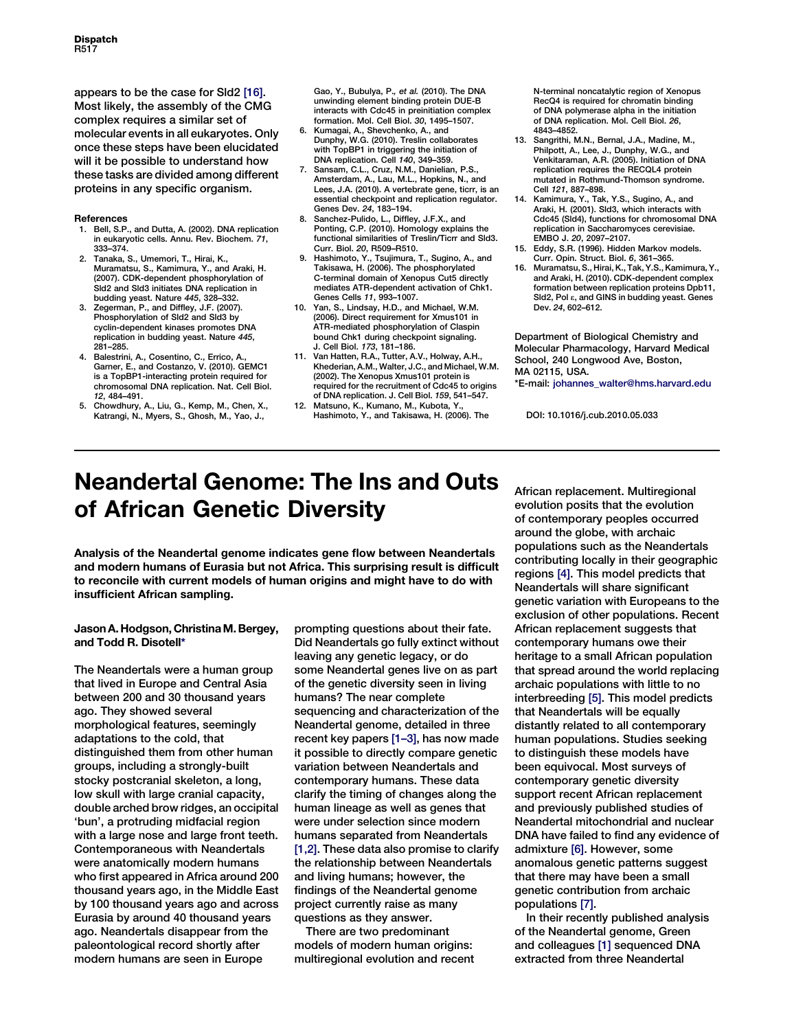appears to be the case for Sld2 [16]. Most likely, the assembly of the CMG complex requires a similar set of molecular events in all eukaryotes. Only once these steps have been elucidated will it be possible to understand how these tasks are divided among different proteins in any specific organism.

## References

1. Bell, S.P., and Dutta, A. (2002). DNA replication in eukaryotic cells. Annu. Rev. Biochem. *71*, 333–374.
2. Tanaka, S., Umemori, T., Hirai, K., Muramatsu, S., Kamimura, Y., and Araki, H. (2007). CDK-dependent phosphorylation of Sld2 and Sld3 initiates DNA replication in budding yeast. Nature *445*, 328–332.
3. Zegerman, P., and Diffley, J.F. (2007). Phosphorylation of Sld2 and Sld3 by cyclin-dependent kinases promotes DNA replication in budding yeast. Nature *445*, 281–285.
4. Balestrini, A., Cosentino, C., Errico, A., Garner, E., and Costanzo, V. (2010). GEMC1 is a TopBP1-interacting protein required for chromosomal DNA replication. Nat. Cell Biol. *12*, 484–491.
5. Chowdhury, A., Liu, G., Kemp, M., Chen, X., Katrangi, N., Myers, S., Ghosh, M., Yao, J., Gao, Y., Bubulya, P., *et al.* (2010). The DNA unwinding element binding protein DUE-B interacts with Cdc45 in preinitiation complex formation. Mol. Cell Biol. *30*, 1495–1507.
6. Kumagai, A., Shevchenko, A., and Dunphy, W.G. (2010). Treslin collaborates with TopBP1 in triggering the initiation of DNA replication. Cell *140*, 349–359.
7. Sansam, C.L., Cruz, N.M., Danielian, P.S., Amsterdam, A., Lau, M.L., Hopkins, N., and Lees, J.A. (2010). A vertebrate gene, ticrr, is an essential checkpoint and replication regulator. Genes Dev. *24*, 183–194.
8. Sanchez-Pulido, L., Diffley, J.F.X., and Ponting, C.P. (2010). Homology explains the functional similarities of Treslin/Ticrr and Sld3. Curr. Biol. *20*, R509–R510.
9. Hashimoto, Y., Tsujimura, T., Sugino, A., and Takisawa, H. (2006). The phosphorylated C-terminal domain of Xenopus Cut5 directly mediates ATR-dependent activation of Chk1. Genes Cells *11*, 993–1007.
10. Yan, S., Lindsay, H.D., and Michael, W.M. (2006). Direct requirement for Xmus101 in ATR-mediated phosphorylation of Claspin bound Chk1 during checkpoint signaling. J. Cell Biol. *173*, 181–186.
11. Van Hatten, R.A., Tutter, A.V., Holway, A.H., Khederian, A.M., Walter, J.C., and Michael, W.M. (2002). The Xenopus Xmus101 protein is required for the recruitment of Cdc45 to origins of DNA replication. J. Cell Biol. *159*, 541–547.
12. Matsuno, K., Kumano, M., Kubota, Y., Hashimoto, Y., and Takisawa, H. (2006). The N-terminal noncatalytic region of Xenopus RecQ4 is required for chromatin binding of DNA polymerase alpha in the initiation of DNA replication. Mol. Cell Biol. *26*, 4843–4852.
13. Sangrithi, M.N., Bernal, J.A., Madine, M., Philpott, A., Lee, J., Dunphy, W.G., and Venkitaraman, A.R. (2005). Initiation of DNA replication requires the RECQL4 protein mutated in Rothmund-Thomson syndrome. Cell *121*, 887–898.
14. Kamimura, Y., Tak, Y.S., Sugino, A., and Araki, H. (2001). Sld3, which interacts with Cdc45 (Sld4), functions for chromosomal DNA replication in Saccharomyces cerevisiae. EMBO J. *20*, 2097–2107.
15. Eddy, S.R. (1996). Hidden Markov models. Curr. Opin. Struct. Biol. *6*, 361–365.
16. Muramatsu, S., Hirai, K., Tak, Y.S., Kamimura, Y., and Araki, H. (2010). CDK-dependent complex formation between replication proteins Dpb11, Sld2, Pol ε, and GINS in budding yeast. Genes Dev. *24*, 602–612.

Department of Biological Chemistry and Molecular Pharmacology, Harvard Medical School, 240 Longwood Ave, Boston, MA 02115, USA.
*E-mail: johannes_walter@hms.harvard.edu

DOI: 10.1016/j.cub.2010.05.033

---

# Neandertal Genome: The Ins and Outs of African Genetic Diversity

**Analysis of the Neandertal genome indicates gene flow between Neandertals and modern humans of Eurasia but not Africa. This surprising result is difficult to reconcile with current models of human origins and might have to do with insufficient African sampling.**

**Jason A. Hodgson, Christina M. Bergey, and Todd R. Disotell***

The Neandertals were a human group that lived in Europe and Central Asia between 200 and 30 thousand years ago. They showed several morphological features, seemingly adaptations to the cold, that distinguished them from other human groups, including a strongly-built stocky postcranial skeleton, a long, low skull with large cranial capacity, double arched brow ridges, an occipital 'bun', a protruding midfacial region with a large nose and large front teeth. Contemporaneous with Neandertals were anatomically modern humans who first appeared in Africa around 200 thousand years ago, in the Middle East by 100 thousand years ago and across Eurasia by around 40 thousand years ago. Neandertals disappear from the paleontological record shortly after modern humans are seen in Europe prompting questions about their fate. Did Neandertals go fully extinct without leaving any genetic legacy, or do some Neandertal genes live on as part of the genetic diversity seen in living humans? The near complete sequencing and characterization of the Neandertal genome, detailed in three recent key papers [1–3], has now made it possible to directly compare genetic variation between Neandertals and contemporary humans. These data clarify the timing of changes along the human lineage as well as genes that were under selection since modern humans separated from Neandertals [1,2]. These data also promise to clarify the relationship between Neandertals and living humans; however, the findings of the Neandertal genome project currently raise as many questions as they answer.

There are two predominant models of modern human origins: multiregional evolution and recent African replacement. Multiregional evolution posits that the evolution of contemporary peoples occurred around the globe, with archaic populations such as the Neandertals contributing locally in their geographic regions [4]. This model predicts that Neandertals will share significant genetic variation with Europeans to the exclusion of other populations. Recent African replacement suggests that contemporary humans owe their heritage to a small African population that spread around the world replacing archaic populations with little to no interbreeding [5]. This model predicts that Neandertals will be equally distantly related to all contemporary human populations. Studies seeking to distinguish these models have been equivocal. Most surveys of contemporary genetic diversity support recent African replacement and previously published studies of Neandertal mitochondrial and nuclear DNA have failed to find any evidence of admixture [6]. However, some anomalous genetic patterns suggest that there may have been a small genetic contribution from archaic populations [7].

In their recently published analysis of the Neandertal genome, Green and colleagues [1] sequenced DNA extracted from three Neandertal